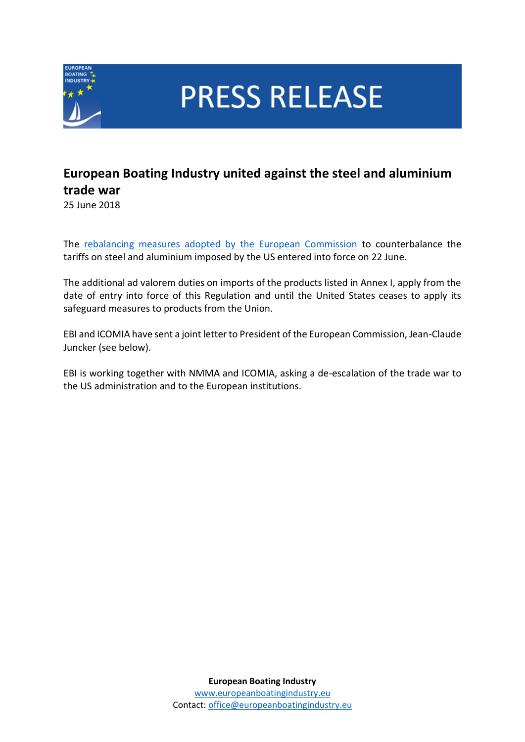# PRESS RELEASE

## European Boating Industry united against the steel and aluminium trade war

25 June 2018

The rebalancing measures adopted by the European Commission to counterbalance the tariffs on steel and aluminium imposed by the US entered into force on 22 June.

The additional ad valorem duties on imports of the products listed in Annex I, apply from the date of entry into force of this Regulation and until the United States ceases to apply its safeguard measures to products from the Union.

EBI and ICOMIA have sent a joint letter to President of the European Commission, Jean-Claude Juncker (see below).

EBI is working together with NMMA and ICOMIA, asking a de-escalation of the trade war to the US administration and to the European institutions.

**European Boating Industry**
www.europeanboatingindustry.eu
Contact: office@europeanboatingindustry.eu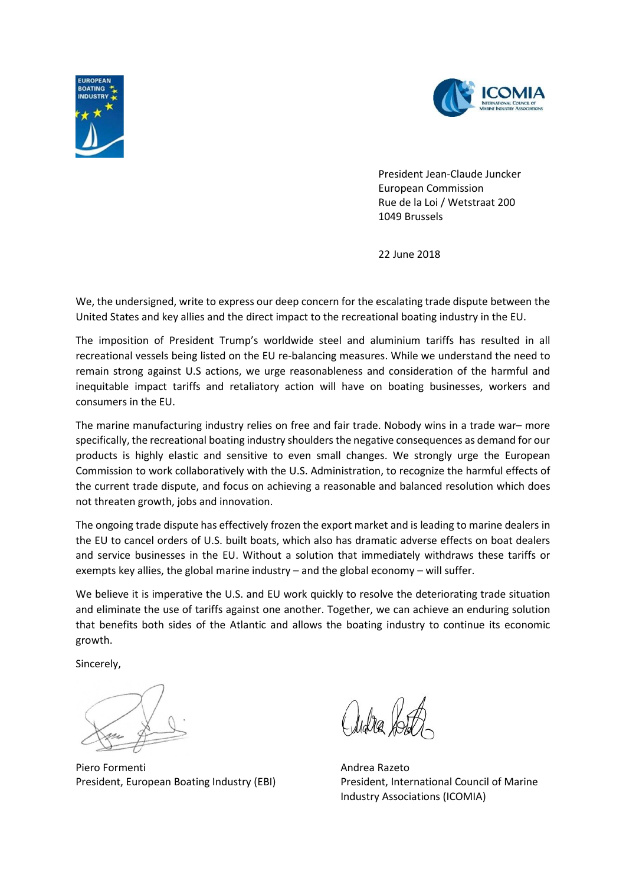President Jean-Claude Juncker
European Commission
Rue de la Loi / Wetstraat 200
1049 Brussels

22 June 2018

We, the undersigned, write to express our deep concern for the escalating trade dispute between the United States and key allies and the direct impact to the recreational boating industry in the EU.

The imposition of President Trump's worldwide steel and aluminium tariffs has resulted in all recreational vessels being listed on the EU re-balancing measures. While we understand the need to remain strong against U.S actions, we urge reasonableness and consideration of the harmful and inequitable impact tariffs and retaliatory action will have on boating businesses, workers and consumers in the EU.

The marine manufacturing industry relies on free and fair trade. Nobody wins in a trade war– more specifically, the recreational boating industry shoulders the negative consequences as demand for our products is highly elastic and sensitive to even small changes. We strongly urge the European Commission to work collaboratively with the U.S. Administration, to recognize the harmful effects of the current trade dispute, and focus on achieving a reasonable and balanced resolution which does not threaten growth, jobs and innovation.

The ongoing trade dispute has effectively frozen the export market and is leading to marine dealers in the EU to cancel orders of U.S. built boats, which also has dramatic adverse effects on boat dealers and service businesses in the EU. Without a solution that immediately withdraws these tariffs or exempts key allies, the global marine industry – and the global economy – will suffer.

We believe it is imperative the U.S. and EU work quickly to resolve the deteriorating trade situation and eliminate the use of tariffs against one another. Together, we can achieve an enduring solution that benefits both sides of the Atlantic and allows the boating industry to continue its economic growth.

Sincerely,

Piero Formenti
President, European Boating Industry (EBI)

Andrea Razeto
President, International Council of Marine Industry Associations (ICOMIA)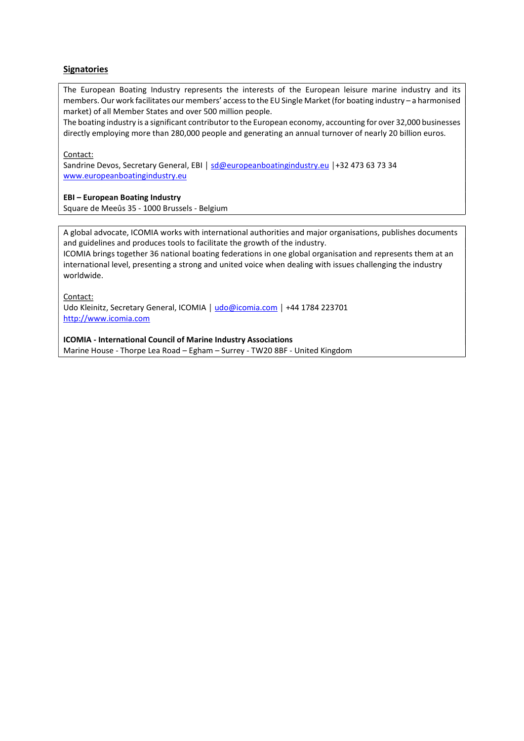## Signatories

The European Boating Industry represents the interests of the European leisure marine industry and its members. Our work facilitates our members' access to the EU Single Market (for boating industry – a harmonised market) of all Member States and over 500 million people.
The boating industry is a significant contributor to the European economy, accounting for over 32,000 businesses directly employing more than 280,000 people and generating an annual turnover of nearly 20 billion euros.

Contact:
Sandrine Devos, Secretary General, EBI | sd@europeanboatingindustry.eu | +32 473 63 73 34
www.europeanboatingindustry.eu

**EBI – European Boating Industry**
Square de Meeûs 35 - 1000 Brussels - Belgium

A global advocate, ICOMIA works with international authorities and major organisations, publishes documents and guidelines and produces tools to facilitate the growth of the industry.
ICOMIA brings together 36 national boating federations in one global organisation and represents them at an international level, presenting a strong and united voice when dealing with issues challenging the industry worldwide.

Contact:
Udo Kleinitz, Secretary General, ICOMIA | udo@icomia.com | +44 1784 223701
http://www.icomia.com

**ICOMIA - International Council of Marine Industry Associations**
Marine House - Thorpe Lea Road – Egham – Surrey - TW20 8BF - United Kingdom